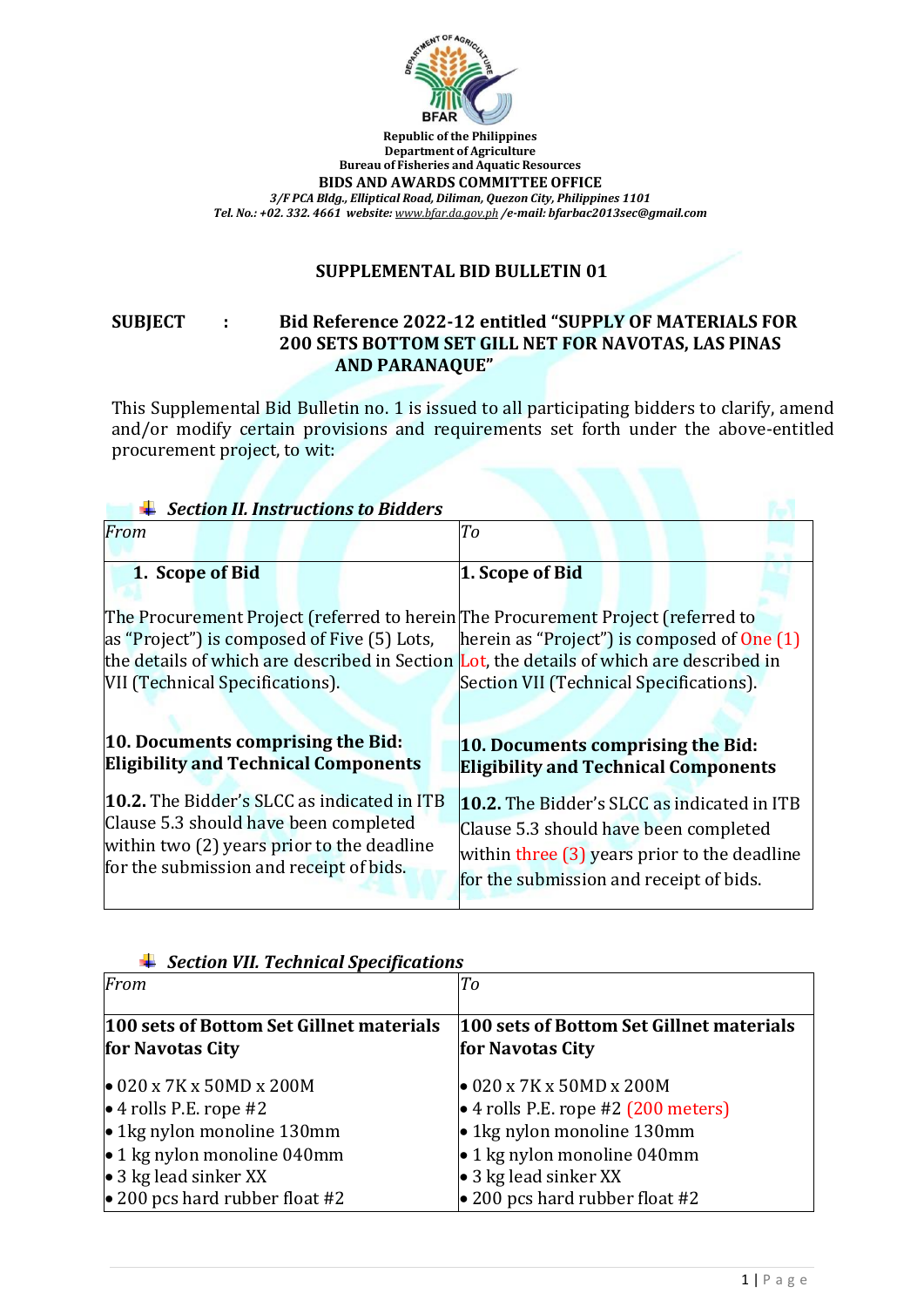Republic of the Philippines
Department of Agriculture
Bureau of Fisheries and Aquatic Resources
**BIDS AND AWARDS COMMITTEE OFFICE**
*3/F PCA Bldg., Elliptical Road, Diliman, Quezon City, Philippines 1101*
*Tel. No.: +02. 332. 4661 website: www.bfar.da.gov.ph /e-mail: bfarbac2013sec@gmail.com*

## SUPPLEMENTAL BID BULLETIN 01

**SUBJECT : Bid Reference 2022-12 entitled "SUPPLY OF MATERIALS FOR 200 SETS BOTTOM SET GILL NET FOR NAVOTAS, LAS PINAS AND PARANAQUE"**

This Supplemental Bid Bulletin no. 1 is issued to all participating bidders to clarify, amend and/or modify certain provisions and requirements set forth under the above-entitled procurement project, to wit:

### *Section II. Instructions to Bidders*

| *From* | *To* |
|---|---|
| **1. Scope of Bid**<br><br>The Procurement Project (referred to herein as "Project") is composed of Five (5) Lots, the details of which are described in Section VII (Technical Specifications). | **1. Scope of Bid**<br><br>The Procurement Project (referred to herein as "Project") is composed of One (1) Lot, the details of which are described in Section VII (Technical Specifications). |
| **10. Documents comprising the Bid: Eligibility and Technical Components**<br><br>**10.2.** The Bidder's SLCC as indicated in ITB Clause 5.3 should have been completed within two (2) years prior to the deadline for the submission and receipt of bids. | **10. Documents comprising the Bid: Eligibility and Technical Components**<br><br>**10.2.** The Bidder's SLCC as indicated in ITB Clause 5.3 should have been completed within three (3) years prior to the deadline for the submission and receipt of bids. |

### *Section VII. Technical Specifications*

| *From* | *To* |
|---|---|
| **100 sets of Bottom Set Gillnet materials for Navotas City**<br><br>• 020 x 7K x 50MD x 200M<br>• 4 rolls P.E. rope #2<br>• 1kg nylon monoline 130mm<br>• 1 kg nylon monoline 040mm<br>• 3 kg lead sinker XX<br>• 200 pcs hard rubber float #2 | **100 sets of Bottom Set Gillnet materials for Navotas City**<br><br>• 020 x 7K x 50MD x 200M<br>• 4 rolls P.E. rope #2 (200 meters)<br>• 1kg nylon monoline 130mm<br>• 1 kg nylon monoline 040mm<br>• 3 kg lead sinker XX<br>• 200 pcs hard rubber float #2 |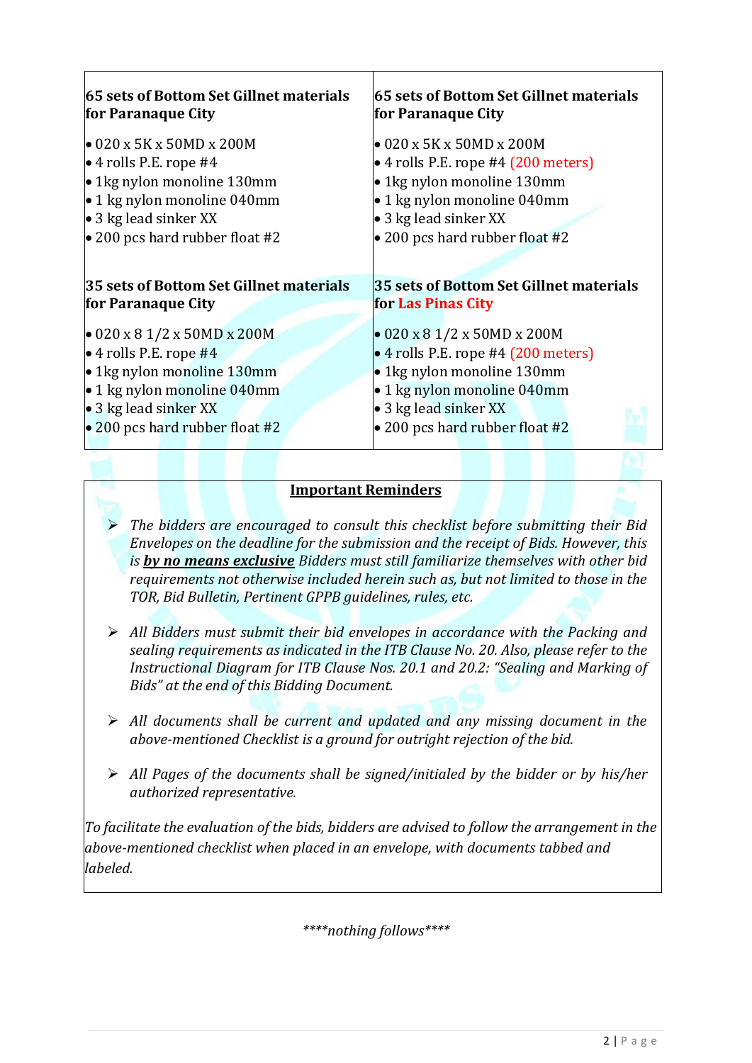| 65 sets of Bottom Set Gillnet materials for Paranaque City | 65 sets of Bottom Set Gillnet materials for Paranaque City |
|---|---|
| • 020 x 5K x 50MD x 200M<br>• 4 rolls P.E. rope #4<br>• 1kg nylon monoline 130mm<br>• 1 kg nylon monoline 040mm<br>• 3 kg lead sinker XX<br>• 200 pcs hard rubber float #2 | • 020 x 5K x 50MD x 200M<br>• 4 rolls P.E. rope #4 (200 meters)<br>• 1kg nylon monoline 130mm<br>• 1 kg nylon monoline 040mm<br>• 3 kg lead sinker XX<br>• 200 pcs hard rubber float #2 |
| **35 sets of Bottom Set Gillnet materials for Paranaque City** | **35 sets of Bottom Set Gillnet materials for Las Pinas City** |
| • 020 x 8 1/2 x 50MD x 200M<br>• 4 rolls P.E. rope #4<br>• 1kg nylon monoline 130mm<br>• 1 kg nylon monoline 040mm<br>• 3 kg lead sinker XX<br>• 200 pcs hard rubber float #2 | • 020 x 8 1/2 x 50MD x 200M<br>• 4 rolls P.E. rope #4 (200 meters)<br>• 1kg nylon monoline 130mm<br>• 1 kg nylon monoline 040mm<br>• 3 kg lead sinker XX<br>• 200 pcs hard rubber float #2 |

## Important Reminders

- *The bidders are encouraged to consult this checklist before submitting their Bid Envelopes on the deadline for the submission and the receipt of Bids. However, this is* ***by no means exclusive*** *Bidders must still familiarize themselves with other bid requirements not otherwise included herein such as, but not limited to those in the TOR, Bid Bulletin, Pertinent GPPB guidelines, rules, etc.*

- *All Bidders must submit their bid envelopes in accordance with the Packing and sealing requirements as indicated in the ITB Clause No. 20. Also, please refer to the Instructional Diagram for ITB Clause Nos. 20.1 and 20.2: "Sealing and Marking of Bids" at the end of this Bidding Document.*

- *All documents shall be current and updated and any missing document in the above-mentioned Checklist is a ground for outright rejection of the bid.*

- *All Pages of the documents shall be signed/initialed by the bidder or by his/her authorized representative.*

*To facilitate the evaluation of the bids, bidders are advised to follow the arrangement in the above-mentioned checklist when placed in an envelope, with documents tabbed and labeled.*

*\*\*\*\*nothing follows\*\*\*\**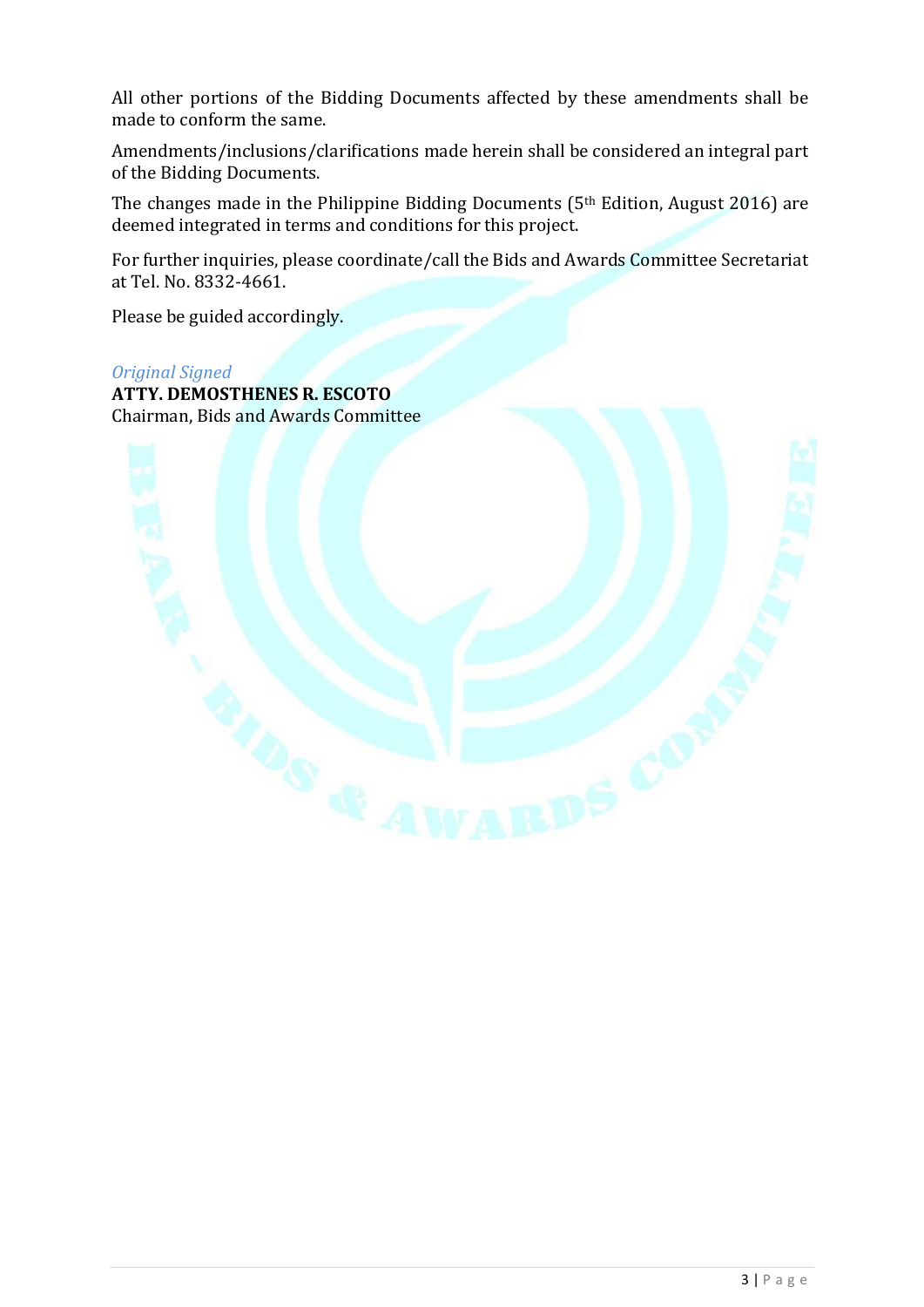All other portions of the Bidding Documents affected by these amendments shall be made to conform the same.

Amendments/inclusions/clarifications made herein shall be considered an integral part of the Bidding Documents.

The changes made in the Philippine Bidding Documents (5th Edition, August 2016) are deemed integrated in terms and conditions for this project.

For further inquiries, please coordinate/call the Bids and Awards Committee Secretariat at Tel. No. 8332-4661.

Please be guided accordingly.

*Original Signed*
**ATTY. DEMOSTHENES R. ESCOTO**
Chairman, Bids and Awards Committee